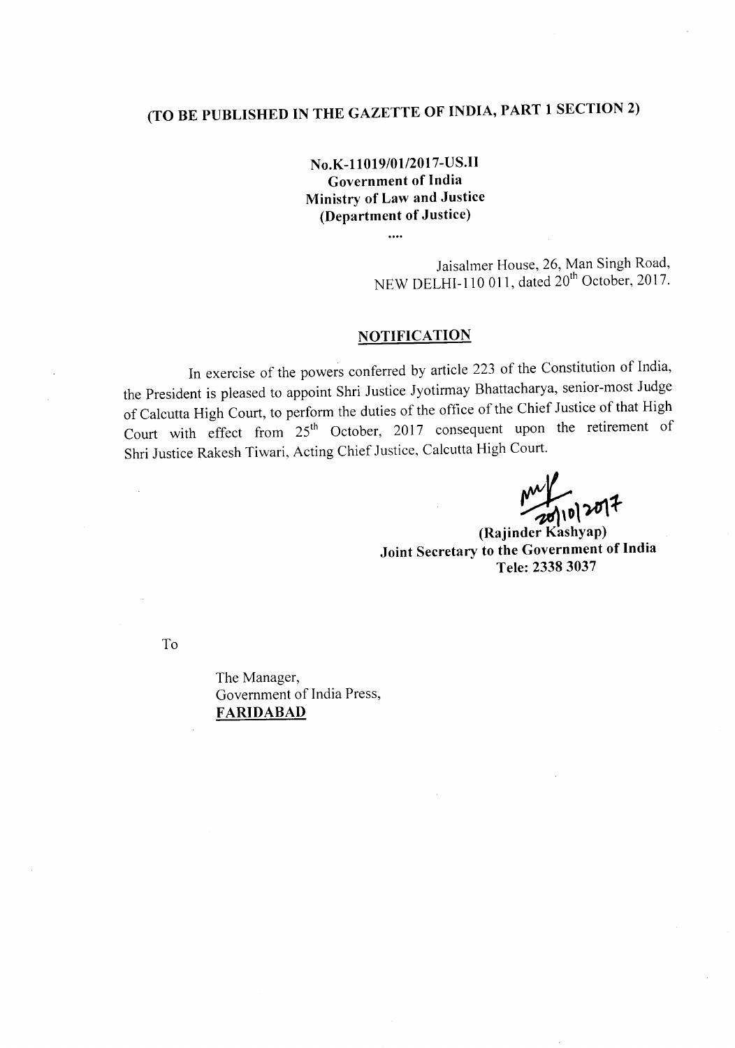# (TO BE PUBLISHED IN THE GAZETTE OF INDIA, PART 1 SECTION 2)

**No.K-11019/01/2017-US.II**
**Government of India**
**Ministry of Law and Justice**
**(Department of Justice)**

....

Jaisalmer House, 26, Man Singh Road,
NEW DELHI-110 011, dated 20th October, 2017.

## NOTIFICATION

In exercise of the powers conferred by article 223 of the Constitution of India, the President is pleased to appoint Shri Justice Jyotirmay Bhattacharya, senior-most Judge of Calcutta High Court, to perform the duties of the office of the Chief Justice of that High Court with effect from 25th October, 2017 consequent upon the retirement of Shri Justice Rakesh Tiwari, Acting Chief Justice, Calcutta High Court.

20/10/2017

**(Rajinder Kashyap)**
**Joint Secretary to the Government of India**
**Tele: 2338 3037**

To

The Manager,
Government of India Press,
**FARIDABAD**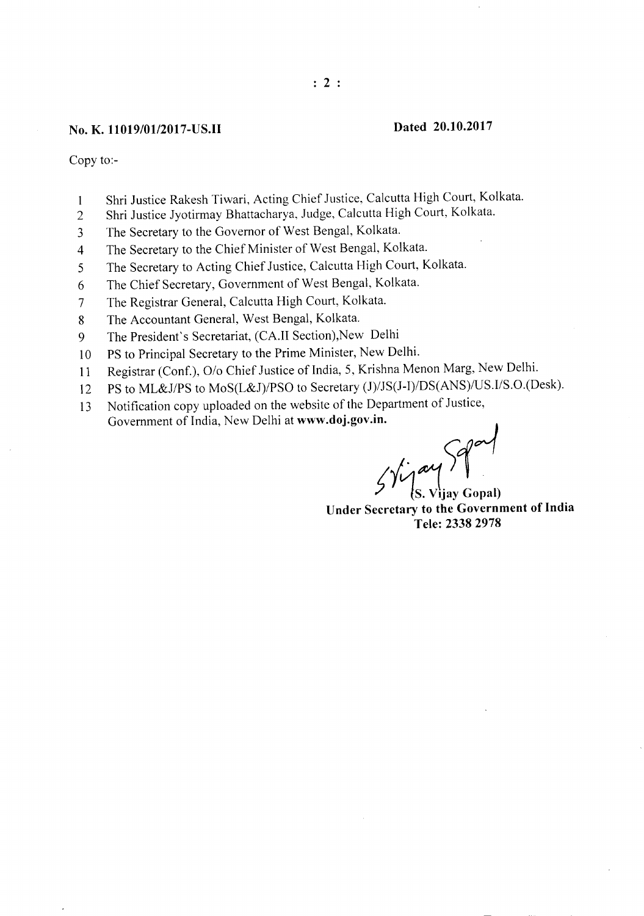**No. K. 11019/01/2017-US.II** **Dated 20.10.2017**

Copy to:-

1. Shri Justice Rakesh Tiwari, Acting Chief Justice, Calcutta High Court, Kolkata.
2. Shri Justice Jyotirmay Bhattacharya, Judge, Calcutta High Court, Kolkata.
3. The Secretary to the Governor of West Bengal, Kolkata.
4. The Secretary to the Chief Minister of West Bengal, Kolkata.
5. The Secretary to Acting Chief Justice, Calcutta High Court, Kolkata.
6. The Chief Secretary, Government of West Bengal, Kolkata.
7. The Registrar General, Calcutta High Court, Kolkata.
8. The Accountant General, West Bengal, Kolkata.
9. The President's Secretariat, (CA.II Section),New Delhi
10. PS to Principal Secretary to the Prime Minister, New Delhi.
11. Registrar (Conf.), O/o Chief Justice of India, 5, Krishna Menon Marg, New Delhi.
12. PS to ML&J/PS to MoS(L&J)/PSO to Secretary (J)/JS(J-I)/DS(ANS)/US.I/S.O.(Desk).
13. Notification copy uploaded on the website of the Department of Justice, Government of India, New Delhi at **www.doj.gov.in.**

**(S. Vijay Gopal)**
**Under Secretary to the Government of India**
**Tele: 2338 2978**